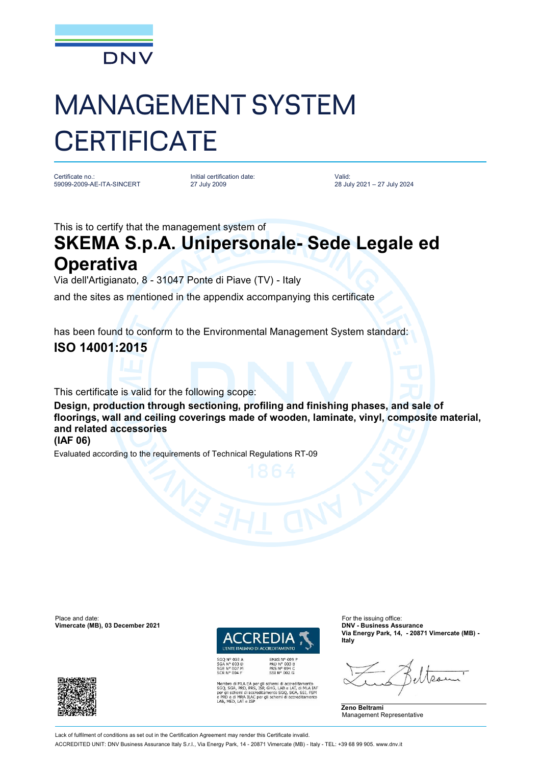DNV

# MANAGEMENT SYSTEM CERTIFICATE

| Certificate no.: | Initial certification date: | Valid: |
| --- | --- | --- |
| 59099-2009-AE-ITA-SINCERT | 27 July 2009 | 28 July 2021 – 27 July 2024 |

This is to certify that the management system of

## SKEMA S.p.A. Unipersonale- Sede Legale ed Operativa

Via dell'Artigianato, 8 - 31047 Ponte di Piave (TV) - Italy

and the sites as mentioned in the appendix accompanying this certificate

has been found to conform to the Environmental Management System standard:

## ISO 14001:2015

This certificate is valid for the following scope:

**Design, production through sectioning, profiling and finishing phases, and sale of floorings, wall and ceiling coverings made of wooden, laminate, vinyl, composite material, and related accessories**
**(IAF 06)**

Evaluated according to the requirements of Technical Regulations RT-09

Place and date:
**Vimercate (MB), 03 December 2021**

ACCREDIA
L'ENTE ITALIANO DI ACCREDITAMENTO

SGQ N° 003 A
SGA N° 003 D
SGE N° 007 M
SCR N° 004 F

EMAS N° 009 P
PRD N° 003 B
PRS N° 094 C
SSI N° 002 G

Membro di MLA EA per gli schemi di accreditamento SGQ, SGA, PRD, PRS, ISP, GHG, LAB e LAT, di MLA IAF per gli schemi di accreditamento SGQ, SGA, SSI, FSM e PRD e di MRA ILAC per gli schemi di accreditamento LAB, MED, LAT e ISP

For the issuing office:
**DNV - Business Assurance**
**Via Energy Park, 14, - 20871 Vimercate (MB) - Italy**

**Zeno Beltrami**
Management Representative

Lack of fulfilment of conditions as set out in the Certification Agreement may render this Certificate invalid.
ACCREDITED UNIT: DNV Business Assurance Italy S.r.l., Via Energy Park, 14 - 20871 Vimercate (MB) - Italy - TEL: +39 68 99 905. www.dnv.it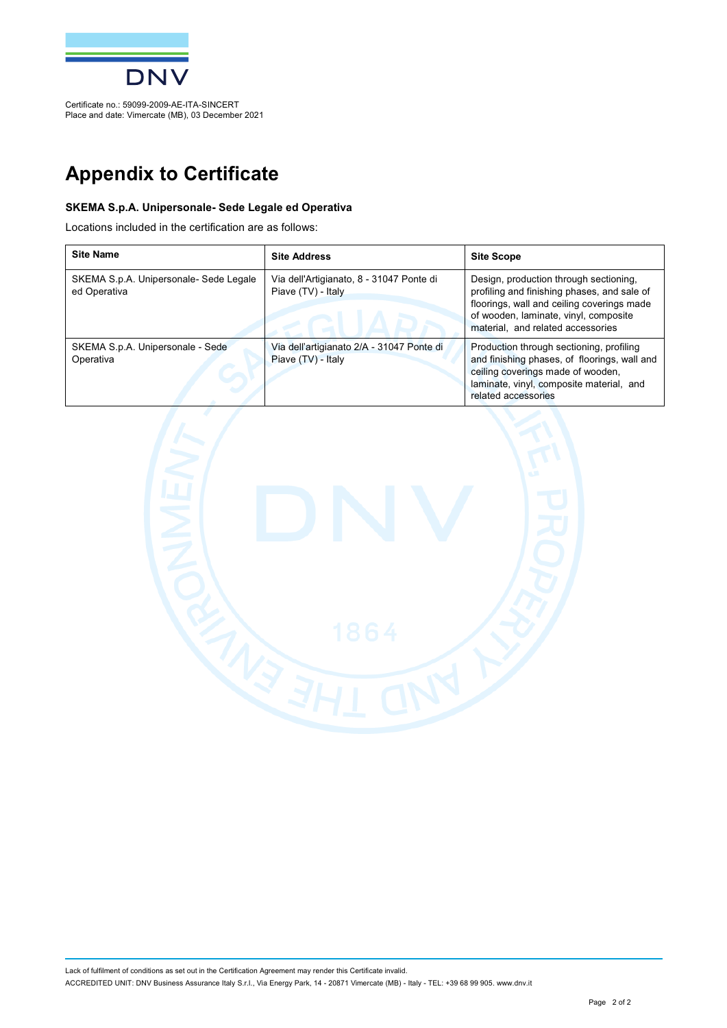Certificate no.: 59099-2009-AE-ITA-SINCERT
Place and date: Vimercate (MB), 03 December 2021

# Appendix to Certificate

### SKEMA S.p.A. Unipersonale- Sede Legale ed Operativa

Locations included in the certification are as follows:

| Site Name | Site Address | Site Scope |
|---|---|---|
| SKEMA S.p.A. Unipersonale- Sede Legale ed Operativa | Via dell'Artigianato, 8 - 31047 Ponte di Piave (TV) - Italy | Design, production through sectioning, profiling and finishing phases, and sale of floorings, wall and ceiling coverings made of wooden, laminate, vinyl, composite material, and related accessories |
| SKEMA S.p.A. Unipersonale - Sede Operativa | Via dell'artigianato 2/A - 31047 Ponte di Piave (TV) - Italy | Production through sectioning, profiling and finishing phases, of floorings, wall and ceiling coverings made of wooden, laminate, vinyl, composite material, and related accessories |

Lack of fulfilment of conditions as set out in the Certification Agreement may render this Certificate invalid.

ACCREDITED UNIT: DNV Business Assurance Italy S.r.l., Via Energy Park, 14 - 20871 Vimercate (MB) - Italy - TEL: +39 68 99 905. www.dnv.it